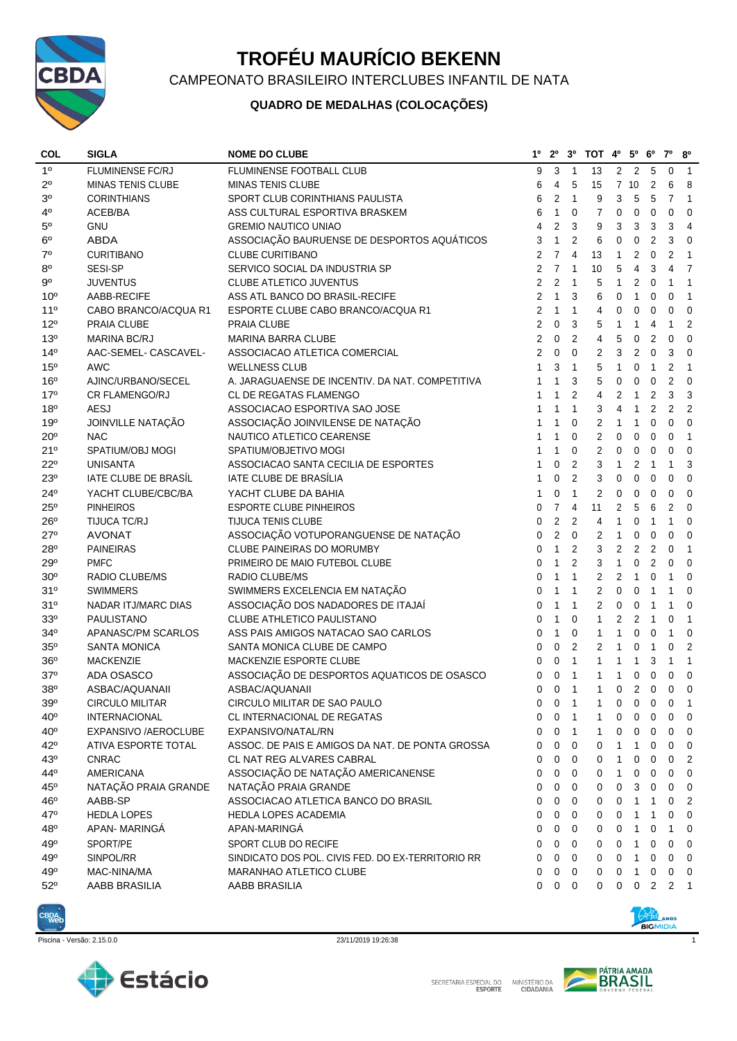# TROFÉU MAURÍCIO BEKENN

## CAMPEONATO BRASILEIRO INTERCLUBES INFANTIL DE NATA

### QUADRO DE MEDALHAS (COLOCAÇÕES)

| COL | SIGLA | NOME DO CLUBE | 1º | 2º | 3º | TOT | 4º | 5º | 6º | 7º | 8º |
|---|---|---|---|---|---|---|---|---|---|---|---|
| 1º | FLUMINENSE FC/RJ | FLUMINENSE FOOTBALL CLUB | 9 | 3 | 1 | 13 | 2 | 2 | 5 | 0 | 1 |
| 2º | MINAS TENIS CLUBE | MINAS TENIS CLUBE | 6 | 4 | 5 | 15 | 7 | 10 | 2 | 6 | 8 |
| 3º | CORINTHIANS | SPORT CLUB CORINTHIANS PAULISTA | 6 | 2 | 1 | 9 | 3 | 5 | 5 | 7 | 1 |
| 4º | ACEB/BA | ASS CULTURAL ESPORTIVA BRASKEM | 6 | 1 | 0 | 7 | 0 | 0 | 0 | 0 | 0 |
| 5º | GNU | GREMIO NAUTICO UNIAO | 4 | 2 | 3 | 9 | 3 | 3 | 3 | 3 | 4 |
| 6º | ABDA | ASSOCIAÇÃO BAURUENSE DE DESPORTOS AQUÁTICOS | 3 | 1 | 2 | 6 | 0 | 0 | 2 | 3 | 0 |
| 7º | CURITIBANO | CLUBE CURITIBANO | 2 | 7 | 4 | 13 | 1 | 2 | 0 | 2 | 1 |
| 8º | SESI-SP | SERVICO SOCIAL DA INDUSTRIA SP | 2 | 7 | 1 | 10 | 5 | 4 | 3 | 4 | 7 |
| 9º | JUVENTUS | CLUBE ATLETICO JUVENTUS | 2 | 2 | 1 | 5 | 1 | 2 | 0 | 1 | 1 |
| 10º | AABB-RECIFE | ASS ATL BANCO DO BRASIL-RECIFE | 2 | 1 | 3 | 6 | 0 | 1 | 0 | 0 | 1 |
| 11º | CABO BRANCO/ACQUA R1 | ESPORTE CLUBE CABO BRANCO/ACQUA R1 | 2 | 1 | 1 | 4 | 0 | 0 | 0 | 0 | 0 |
| 12º | PRAIA CLUBE | PRAIA CLUBE | 2 | 0 | 3 | 5 | 1 | 1 | 4 | 1 | 2 |
| 13º | MARINA BC/RJ | MARINA BARRA CLUBE | 2 | 0 | 2 | 4 | 5 | 0 | 2 | 0 | 0 |
| 14º | AAC-SEMEL- CASCAVEL- | ASSOCIACAO ATLETICA COMERCIAL | 2 | 0 | 0 | 2 | 3 | 2 | 0 | 3 | 0 |
| 15º | AWC | WELLNESS CLUB | 1 | 3 | 1 | 5 | 1 | 0 | 1 | 2 | 1 |
| 16º | AJINC/URBANO/SECEL | A. JARAGUAENSE DE INCENTIV. DA NAT. COMPETITIVA | 1 | 1 | 3 | 5 | 0 | 0 | 0 | 2 | 0 |
| 17º | CR FLAMENGO/RJ | CL DE REGATAS FLAMENGO | 1 | 1 | 2 | 4 | 2 | 1 | 2 | 3 | 3 |
| 18º | AESJ | ASSOCIACAO ESPORTIVA SAO JOSE | 1 | 1 | 1 | 3 | 4 | 1 | 2 | 2 | 2 |
| 19º | JOINVILLE NATAÇÃO | ASSOCIAÇÃO JOINVILENSE DE NATAÇÃO | 1 | 1 | 0 | 2 | 1 | 1 | 0 | 0 | 0 |
| 20º | NAC | NAUTICO ATLETICO CEARENSE | 1 | 1 | 0 | 2 | 0 | 0 | 0 | 0 | 1 |
| 21º | SPATIUM/OBJ MOGI | SPATIUM/OBJETIVO MOGI | 1 | 1 | 0 | 2 | 0 | 0 | 0 | 0 | 0 |
| 22º | UNISANTA | ASSOCIACAO SANTA CECILIA DE ESPORTES | 1 | 0 | 2 | 3 | 1 | 2 | 1 | 1 | 3 |
| 23º | IATE CLUBE DE BRASÍL | IATE CLUBE DE BRASÍLIA | 1 | 0 | 2 | 3 | 0 | 0 | 0 | 0 | 0 |
| 24º | YACHT CLUBE/CBC/BA | YACHT CLUBE DA BAHIA | 1 | 0 | 1 | 2 | 0 | 0 | 0 | 0 | 0 |
| 25º | PINHEIROS | ESPORTE CLUBE PINHEIROS | 0 | 7 | 4 | 11 | 2 | 5 | 6 | 2 | 0 |
| 26º | TIJUCA TC/RJ | TIJUCA TENIS CLUBE | 0 | 2 | 2 | 4 | 1 | 0 | 1 | 1 | 0 |
| 27º | AVONAT | ASSOCIAÇÃO VOTUPORANGUENSE DE NATAÇÃO | 0 | 2 | 0 | 2 | 1 | 0 | 0 | 0 | 0 |
| 28º | PAINEIRAS | CLUBE PAINEIRAS DO MORUMBY | 0 | 1 | 2 | 3 | 2 | 2 | 2 | 0 | 1 |
| 29º | PMFC | PRIMEIRO DE MAIO FUTEBOL CLUBE | 0 | 1 | 2 | 3 | 1 | 0 | 2 | 0 | 0 |
| 30º | RADIO CLUBE/MS | RADIO CLUBE/MS | 0 | 1 | 1 | 2 | 2 | 1 | 0 | 1 | 0 |
| 31º | SWIMMERS | SWIMMERS EXCELENCIA EM NATAÇÃO | 0 | 1 | 1 | 2 | 0 | 0 | 1 | 1 | 0 |
| 31º | NADAR ITJ/MARC DIAS | ASSOCIAÇÃO DOS NADADORES DE ITAJAÍ | 0 | 1 | 1 | 2 | 0 | 0 | 1 | 1 | 0 |
| 33º | PAULISTANO | CLUBE ATHLETICO PAULISTANO | 0 | 1 | 0 | 1 | 2 | 2 | 1 | 0 | 1 |
| 34º | APANASC/PM SCARLOS | ASS PAIS AMIGOS NATACAO SAO CARLOS | 0 | 1 | 0 | 1 | 1 | 0 | 0 | 1 | 0 |
| 35º | SANTA MONICA | SANTA MONICA CLUBE DE CAMPO | 0 | 0 | 2 | 2 | 1 | 0 | 1 | 0 | 2 |
| 36º | MACKENZIE | MACKENZIE ESPORTE CLUBE | 0 | 0 | 1 | 1 | 1 | 1 | 3 | 1 | 1 |
| 37º | ADA OSASCO | ASSOCIAÇÃO DE DESPORTOS AQUATICOS DE OSASCO | 0 | 0 | 1 | 1 | 1 | 0 | 0 | 0 | 0 |
| 38º | ASBAC/AQUANAII | ASBAC/AQUANAII | 0 | 0 | 1 | 1 | 0 | 2 | 0 | 0 | 0 |
| 39º | CIRCULO MILITAR | CIRCULO MILITAR DE SAO PAULO | 0 | 0 | 1 | 1 | 0 | 0 | 0 | 0 | 1 |
| 40º | INTERNACIONAL | CL INTERNACIONAL DE REGATAS | 0 | 0 | 1 | 1 | 0 | 0 | 0 | 0 | 0 |
| 40º | EXPANSIVO /AEROCLUBE | EXPANSIVO/NATAL/RN | 0 | 0 | 1 | 1 | 0 | 0 | 0 | 0 | 0 |
| 42º | ATIVA ESPORTE TOTAL | ASSOC. DE PAIS E AMIGOS DA NAT. DE PONTA GROSSA | 0 | 0 | 0 | 0 | 1 | 1 | 0 | 0 | 0 |
| 43º | CNRAC | CL NAT REG ALVARES CABRAL | 0 | 0 | 0 | 0 | 1 | 0 | 0 | 0 | 2 |
| 44º | AMERICANA | ASSOCIAÇÃO DE NATAÇÃO AMERICANENSE | 0 | 0 | 0 | 0 | 1 | 0 | 0 | 0 | 0 |
| 45º | NATAÇÃO PRAIA GRANDE | NATAÇÃO PRAIA GRANDE | 0 | 0 | 0 | 0 | 0 | 3 | 0 | 0 | 0 |
| 46º | AABB-SP | ASSOCIACAO ATLETICA BANCO DO BRASIL | 0 | 0 | 0 | 0 | 0 | 1 | 1 | 0 | 2 |
| 47º | HEDLA LOPES | HEDLA LOPES ACADEMIA | 0 | 0 | 0 | 0 | 0 | 1 | 1 | 0 | 0 |
| 48º | APAN- MARINGÁ | APAN-MARINGÁ | 0 | 0 | 0 | 0 | 0 | 1 | 0 | 1 | 0 |
| 49º | SPORT/PE | SPORT CLUB DO RECIFE | 0 | 0 | 0 | 0 | 0 | 1 | 0 | 0 | 0 |
| 49º | SINPOL/RR | SINDICATO DOS POL. CIVIS FED. DO EX-TERRITORIO RR | 0 | 0 | 0 | 0 | 0 | 1 | 0 | 0 | 0 |
| 49º | MAC-NINA/MA | MARANHAO ATLETICO CLUBE | 0 | 0 | 0 | 0 | 0 | 1 | 0 | 0 | 0 |
| 52º | AABB BRASILIA | AABB BRASILIA | 0 | 0 | 0 | 0 | 0 | 0 | 2 | 2 | 1 |

Piscina - Versão: 2.15.0.0 　　23/11/2019 19:26:38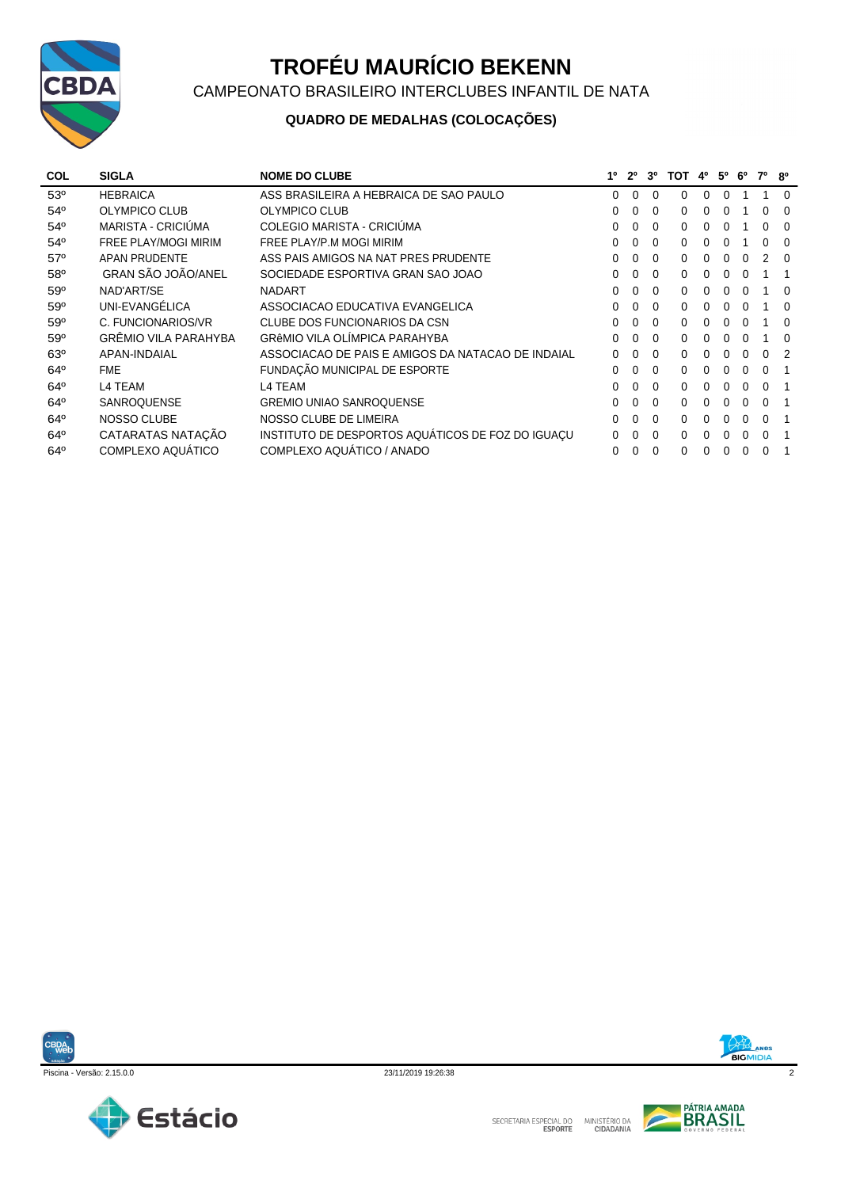# TROFÉU MAURÍCIO BEKENN

CAMPEONATO BRASILEIRO INTERCLUBES INFANTIL DE NATA

### QUADRO DE MEDALHAS (COLOCAÇÕES)

| COL | SIGLA | NOME DO CLUBE | 1º | 2º | 3º | TOT | 4º | 5º | 6º | 7º | 8º |
|---|---|---|---|---|---|---|---|---|---|---|---|
| 53º | HEBRAICA | ASS BRASILEIRA A HEBRAICA DE SAO PAULO | 0 | 0 | 0 | 0 | 0 | 0 | 1 | 1 | 0 |
| 54º | OLYMPICO CLUB | OLYMPICO CLUB | 0 | 0 | 0 | 0 | 0 | 0 | 1 | 0 | 0 |
| 54º | MARISTA - CRICIÚMA | COLEGIO MARISTA - CRICIÚMA | 0 | 0 | 0 | 0 | 0 | 0 | 1 | 0 | 0 |
| 54º | FREE PLAY/MOGI MIRIM | FREE PLAY/P.M MOGI MIRIM | 0 | 0 | 0 | 0 | 0 | 0 | 1 | 0 | 0 |
| 57º | APAN PRUDENTE | ASS PAIS AMIGOS NA NAT PRES PRUDENTE | 0 | 0 | 0 | 0 | 0 | 0 | 0 | 2 | 0 |
| 58º | GRAN SÃO JOÃO/ANEL | SOCIEDADE ESPORTIVA GRAN SAO JOAO | 0 | 0 | 0 | 0 | 0 | 0 | 0 | 1 | 1 |
| 59º | NAD'ART/SE | NADART | 0 | 0 | 0 | 0 | 0 | 0 | 0 | 1 | 0 |
| 59º | UNI-EVANGÉLICA | ASSOCIACAO EDUCATIVA EVANGELICA | 0 | 0 | 0 | 0 | 0 | 0 | 0 | 1 | 0 |
| 59º | C. FUNCIONARIOS/VR | CLUBE DOS FUNCIONARIOS DA CSN | 0 | 0 | 0 | 0 | 0 | 0 | 0 | 1 | 0 |
| 59º | GRÊMIO VILA PARAHYBA | GRêMIO VILA OLÍMPICA PARAHYBA | 0 | 0 | 0 | 0 | 0 | 0 | 0 | 1 | 0 |
| 63º | APAN-INDAIAL | ASSOCIACAO DE PAIS E AMIGOS DA NATACAO DE INDAIAL | 0 | 0 | 0 | 0 | 0 | 0 | 0 | 0 | 2 |
| 64º | FME | FUNDAÇÃO MUNICIPAL DE ESPORTE | 0 | 0 | 0 | 0 | 0 | 0 | 0 | 0 | 1 |
| 64º | L4 TEAM | L4 TEAM | 0 | 0 | 0 | 0 | 0 | 0 | 0 | 0 | 1 |
| 64º | SANROQUENSE | GREMIO UNIAO SANROQUENSE | 0 | 0 | 0 | 0 | 0 | 0 | 0 | 0 | 1 |
| 64º | NOSSO CLUBE | NOSSO CLUBE DE LIMEIRA | 0 | 0 | 0 | 0 | 0 | 0 | 0 | 0 | 1 |
| 64º | CATARATAS NATAÇÃO | INSTITUTO DE DESPORTOS AQUÁTICOS DE FOZ DO IGUAÇU | 0 | 0 | 0 | 0 | 0 | 0 | 0 | 0 | 1 |
| 64º | COMPLEXO AQUÁTICO | COMPLEXO AQUÁTICO / ANADO | 0 | 0 | 0 | 0 | 0 | 0 | 0 | 0 | 1 |

Piscina - Versão: 2.15.0.0 | 23/11/2019 19:26:38